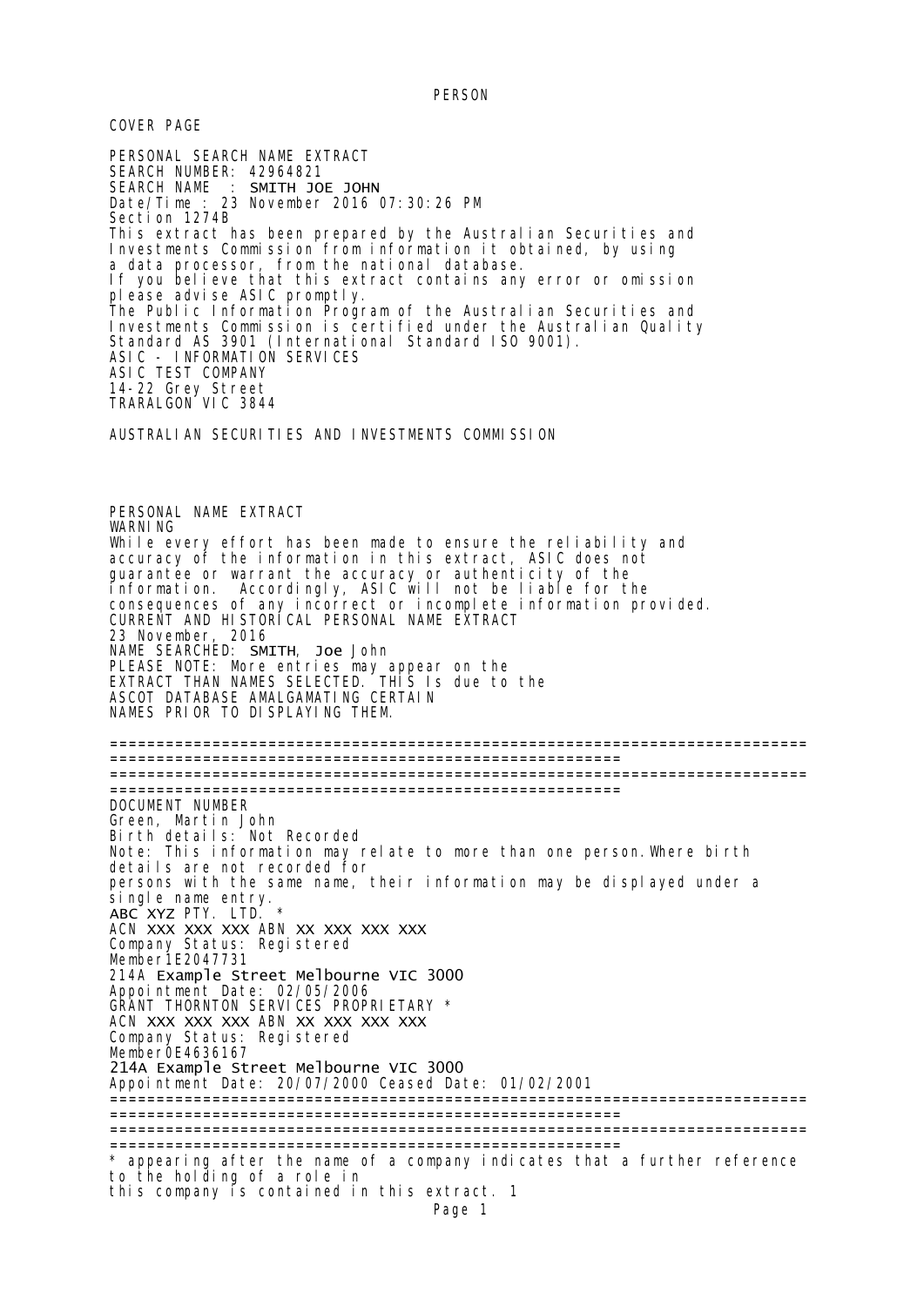PERSON

COVER PAGE

PERSONAL SEARCH NAME EXTRACT
SEARCH NUMBER: 42964821
SEARCH NAME : SMITH JOE JOHN
Date/Time : 23 November 2016 07:30:26 PM
Section 1274B
This extract has been prepared by the Australian Securities and Investments Commission from information it obtained, by using a data processor, from the national database.
If you believe that this extract contains any error or omission please advise ASIC promptly.
The Public Information Program of the Australian Securities and Investments Commission is certified under the Australian Quality Standard AS 3901 (International Standard ISO 9001).
ASIC - INFORMATION SERVICES
ASIC TEST COMPANY
14-22 Grey Street
TRARALGON VIC 3844

AUSTRALIAN SECURITIES AND INVESTMENTS COMMISSION

PERSONAL NAME EXTRACT
WARNING
While every effort has been made to ensure the reliability and accuracy of the information in this extract, ASIC does not guarantee or warrant the accuracy or authenticity of the information. Accordingly, ASIC will not be liable for the consequences of any incorrect or incomplete information provided.
CURRENT AND HISTORICAL PERSONAL NAME EXTRACT
23 November, 2016
NAME SEARCHED: SMITH, Joe John
PLEASE NOTE: More entries may appear on the EXTRACT THAN NAMES SELECTED. THIS Is due to the ASCOT DATABASE AMALGAMATING CERTAIN NAMES PRIOR TO DISPLAYING THEM.

==============================================================================
==============================================================================

DOCUMENT NUMBER
Green, Martin John
Birth details: Not Recorded
Note: This information may relate to more than one person. Where birth details are not recorded for persons with the same name, their information may be displayed under a single name entry.
ABC XYZ PTY. LTD. *
ACN XXX XXX XXX ABN XX XXX XXX XXX
Company Status: Registered
Member 1E2047731
214A Example Street Melbourne VIC 3000
Appointment Date: 02/05/2006
GRANT THORNTON SERVICES PROPRIETARY *
ACN XXX XXX XXX ABN XX XXX XXX XXX
Company Status: Registered
Member 0E4636167
214A Example Street Melbourne VIC 3000
Appointment Date: 20/07/2000 Ceased Date: 01/02/2001

==============================================================================
==============================================================================

* appearing after the name of a company indicates that a further reference to the holding of a role in this company is contained in this extract. 1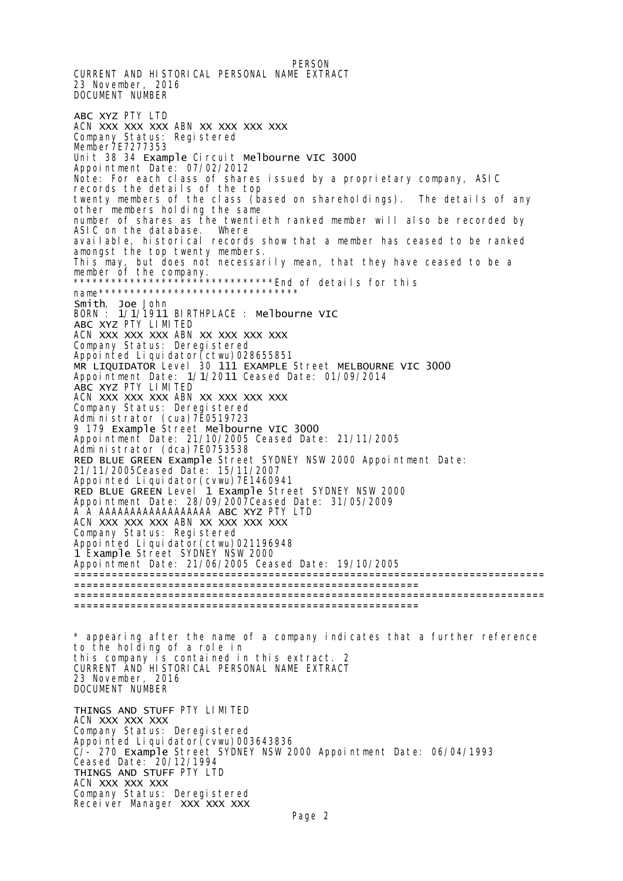PERSON

CURRENT AND HISTORICAL PERSONAL NAME EXTRACT
23 November, 2016
DOCUMENT NUMBER

ABC XYZ PTY LTD
ACN XXX XXX XXX ABN XX XXX XXX XXX
Company Status: Registered
Member7E7277353
Unit 38 34 Example Circuit Melbourne VIC 3000
Appointment Date: 07/02/2012
Note: For each class of shares issued by a proprietary company, ASIC records the details of the top
twenty members of the class (based on shareholdings). The details of any other members holding the same
number of shares as the twentieth ranked member will also be recorded by ASIC on the database. Where
available, historical records show that a member has ceased to be ranked amongst the top twenty members.
This may, but does not necessarily mean, that they have ceased to be a member of the company.
*******************************End of details for this name*********************************
Smith, Joe John
BORN : 1/1/1911 BIRTHPLACE : Melbourne VIC
ABC XYZ PTY LIMITED
ACN XXX XXX XXX ABN XX XXX XXX XXX
Company Status: Deregistered
Appointed Liquidator(ctwu)028655851
MR LIQUIDATOR Level 30 111 EXAMPLE Street MELBOURNE VIC 3000
Appointment Date: 1/1/2011 Ceased Date: 01/09/2014
ABC XYZ PTY LIMITED
ACN XXX XXX XXX ABN XX XXX XXX XXX
Company Status: Deregistered
Administrator (cua)7E0519723
9 179 Example Street Melbourne VIC 3000
Appointment Date: 21/10/2005 Ceased Date: 21/11/2005
Administrator (dca)7E0753538
RED BLUE GREEN Example Street SYDNEY NSW 2000 Appointment Date: 21/11/2005Ceased Date: 15/11/2007
Appointed Liquidator(cvwu)7E1460941
RED BLUE GREEN Level 1 Example Street SYDNEY NSW 2000
Appointment Date: 28/09/2007Ceased Date: 31/05/2009
A A AAAAAAAAAAAAAAAAA ABC XYZ PTY LTD
ACN XXX XXX XXX ABN XX XXX XXX XXX
Company Status: Registered
Appointed Liquidator(ctwu)021196948
1 Example Street SYDNEY NSW 2000
Appointment Date: 21/06/2005 Ceased Date: 19/10/2005
==========================================================================
=======================================================
==========================================================================
=======================================================

* appearing after the name of a company indicates that a further reference to the holding of a role in
this company is contained in this extract. 2

CURRENT AND HISTORICAL PERSONAL NAME EXTRACT
23 November, 2016
DOCUMENT NUMBER

THINGS AND STUFF PTY LIMITED
ACN XXX XXX XXX
Company Status: Deregistered
Appointed Liquidator(cvwu)003643836
C/- 270 Example Street SYDNEY NSW 2000 Appointment Date: 06/04/1993
Ceased Date: 20/12/1994
THINGS AND STUFF PTY LTD
ACN XXX XXX XXX
Company Status: Deregistered
Receiver Manager XXX XXX XXX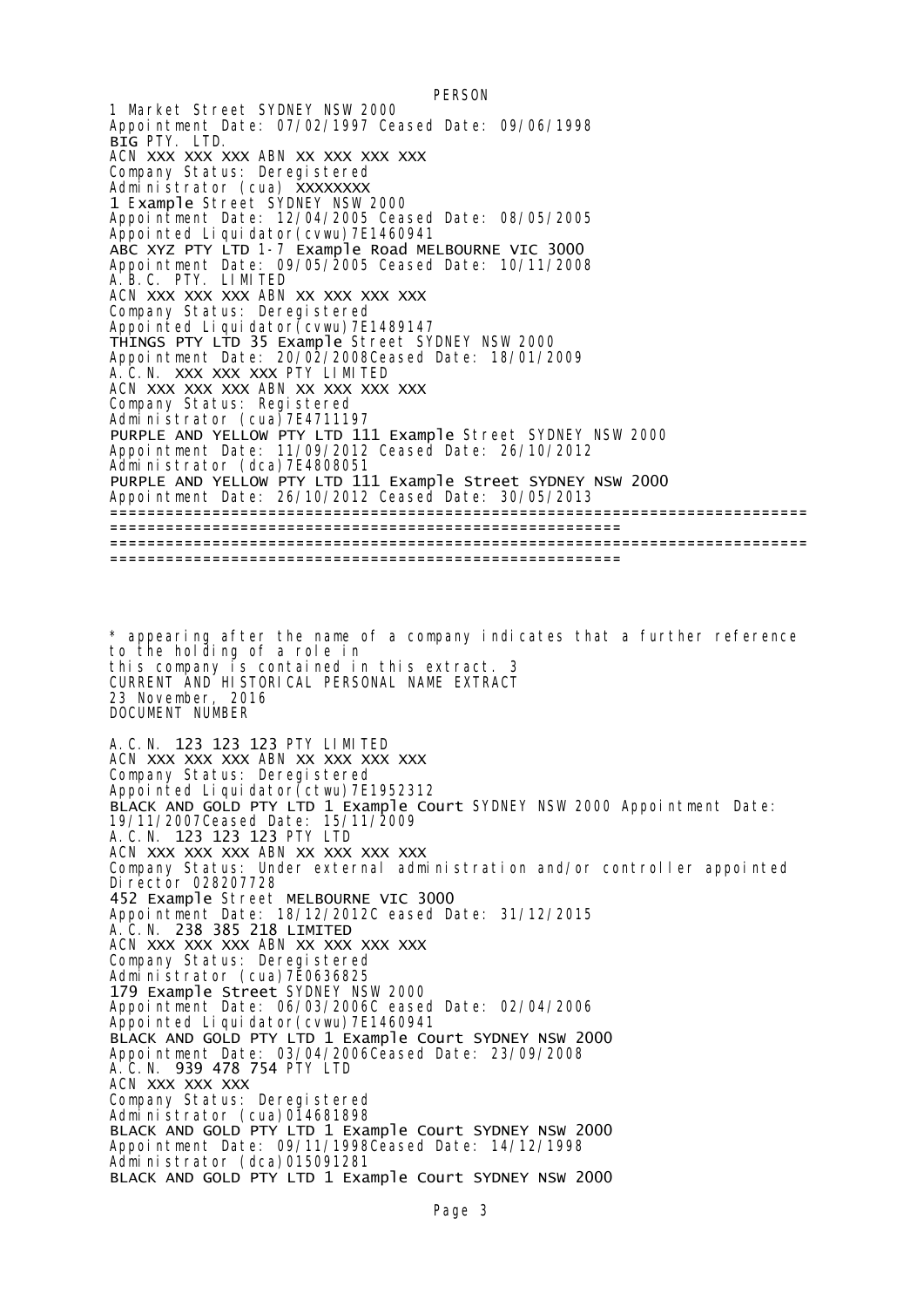PERSON

1 Market Street SYDNEY NSW 2000
Appointment Date: 07/02/1997 Ceased Date: 09/06/1998
BIG PTY. LTD.
ACN XXX XXX XXX ABN XX XXX XXX XXX
Company Status: Deregistered
Administrator (cua) XXXXXXXX
1 Example Street SYDNEY NSW 2000
Appointment Date: 12/04/2005 Ceased Date: 08/05/2005
Appointed Liquidator(cvwu)7E1460941
ABC XYZ PTY LTD 1-7 Example Road MELBOURNE VIC 3000
Appointment Date: 09/05/2005 Ceased Date: 10/11/2008
A.B.C. PTY. LIMITED
ACN XXX XXX XXX ABN XX XXX XXX XXX
Company Status: Deregistered
Appointed Liquidator(cvwu)7E1489147
THINGS PTY LTD 35 Example Street SYDNEY NSW 2000
Appointment Date: 20/02/2008Ceased Date: 18/01/2009
A.C.N. XXX XXX XXX PTY LIMITED
ACN XXX XXX XXX ABN XX XXX XXX XXX
Company Status: Registered
Administrator (cua)7E4711197
PURPLE AND YELLOW PTY LTD 111 Example Street SYDNEY NSW 2000
Appointment Date: 11/09/2012 Ceased Date: 26/10/2012
Administrator (dca)7E4808051
PURPLE AND YELLOW PTY LTD 111 Example Street SYDNEY NSW 2000
Appointment Date: 26/10/2012 Ceased Date: 30/05/2013

===========================================================================
=======================================================
===========================================================================
=======================================================

* appearing after the name of a company indicates that a further reference to the holding of a role in
this company is contained in this extract. 3
CURRENT AND HISTORICAL PERSONAL NAME EXTRACT
23 November, 2016
DOCUMENT NUMBER

A.C.N. 123 123 123 PTY LIMITED
ACN XXX XXX XXX ABN XX XXX XXX XXX
Company Status: Deregistered
Appointed Liquidator(cvwu)7E1952312
BLACK AND GOLD PTY LTD 1 Example Court SYDNEY NSW 2000 Appointment Date:
19/11/2007Ceased Date: 15/11/2009
A.C.N. 123 123 123 PTY LTD
ACN XXX XXX XXX ABN XX XXX XXX XXX
Company Status: Under external administration and/or controller appointed
Director 028207728
452 Example Street MELBOURNE VIC 3000
Appointment Date: 18/12/2012C eased Date: 31/12/2015
A.C.N. 238 385 218 LIMITED
ACN XXX XXX XXX ABN XX XXX XXX XXX
Company Status: Deregistered
Administrator (cua)7E0636825
179 Example Street SYDNEY NSW 2000
Appointment Date: 06/03/2006C eased Date: 02/04/2006
Appointed Liquidator(cvwu)7E1460941
BLACK AND GOLD PTY LTD 1 Example Court SYDNEY NSW 2000
Appointment Date: 03/04/2006Ceased Date: 23/09/2008
A.C.N. 939 478 754 PTY LTD
ACN XXX XXX XXX
Company Status: Deregistered
Administrator (cua)014681898
BLACK AND GOLD PTY LTD 1 Example Court SYDNEY NSW 2000
Appointment Date: 09/11/1998Ceased Date: 14/12/1998
Administrator (dca)015091281
BLACK AND GOLD PTY LTD 1 Example Court SYDNEY NSW 2000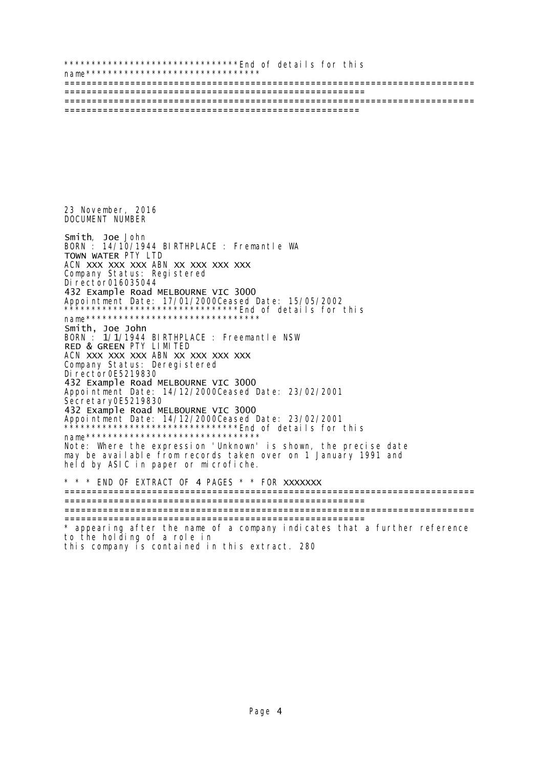*********************************End of details for this name*********************************
==========================================================================
========================================================
==========================================================================
========================================================

23 November, 2016
DOCUMENT NUMBER

Smith, Joe John
BORN : 14/10/1944 BIRTHPLACE : Fremantle WA
TOWN WATER PTY LTD
ACN XXX XXX XXX ABN XX XXX XXX XXX
Company Status: Registered
Director016035044
432 Example Road MELBOURNE VIC 3000
Appointment Date: 17/01/2000Ceased Date: 15/05/2002
*********************************End of details for this name*********************************
Smith, Joe John
BORN : 1/1/1944 BIRTHPLACE : Freemantle NSW
RED & GREEN PTY LIMITED
ACN XXX XXX XXX ABN XX XXX XXX XXX
Company Status: Deregistered
Director0E5219830
432 Example Road MELBOURNE VIC 3000
Appointment Date: 14/12/2000Ceased Date: 23/02/2001
Secretary0E5219830
432 Example Road MELBOURNE VIC 3000
Appointment Date: 14/12/2000Ceased Date: 23/02/2001
*********************************End of details for this name*********************************
Note: Where the expression 'Unknown' is shown, the precise date may be available from records taken over on 1 January 1991 and held by ASIC in paper or microfiche.

* * * END OF EXTRACT OF 4 PAGES * * FOR XXXXXXX
==========================================================================
========================================================
==========================================================================
========================================================
* appearing after the name of a company indicates that a further reference to the holding of a role in
this company is contained in this extract. 280